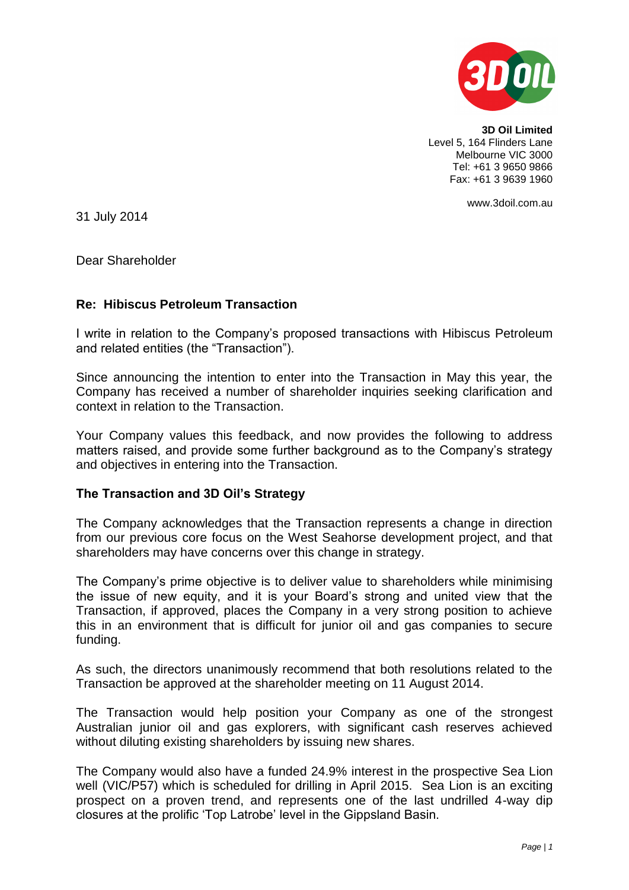**3D Oil Limited**
Level 5, 164 Flinders Lane
Melbourne VIC 3000
Tel: +61 3 9650 9866
Fax: +61 3 9639 1960

www.3doil.com.au

31 July 2014

Dear Shareholder

**Re: Hibiscus Petroleum Transaction**

I write in relation to the Company's proposed transactions with Hibiscus Petroleum and related entities (the "Transaction").

Since announcing the intention to enter into the Transaction in May this year, the Company has received a number of shareholder inquiries seeking clarification and context in relation to the Transaction.

Your Company values this feedback, and now provides the following to address matters raised, and provide some further background as to the Company's strategy and objectives in entering into the Transaction.

**The Transaction and 3D Oil's Strategy**

The Company acknowledges that the Transaction represents a change in direction from our previous core focus on the West Seahorse development project, and that shareholders may have concerns over this change in strategy.

The Company's prime objective is to deliver value to shareholders while minimising the issue of new equity, and it is your Board's strong and united view that the Transaction, if approved, places the Company in a very strong position to achieve this in an environment that is difficult for junior oil and gas companies to secure funding.

As such, the directors unanimously recommend that both resolutions related to the Transaction be approved at the shareholder meeting on 11 August 2014.

The Transaction would help position your Company as one of the strongest Australian junior oil and gas explorers, with significant cash reserves achieved without diluting existing shareholders by issuing new shares.

The Company would also have a funded 24.9% interest in the prospective Sea Lion well (VIC/P57) which is scheduled for drilling in April 2015. Sea Lion is an exciting prospect on a proven trend, and represents one of the last undrilled 4-way dip closures at the prolific 'Top Latrobe' level in the Gippsland Basin.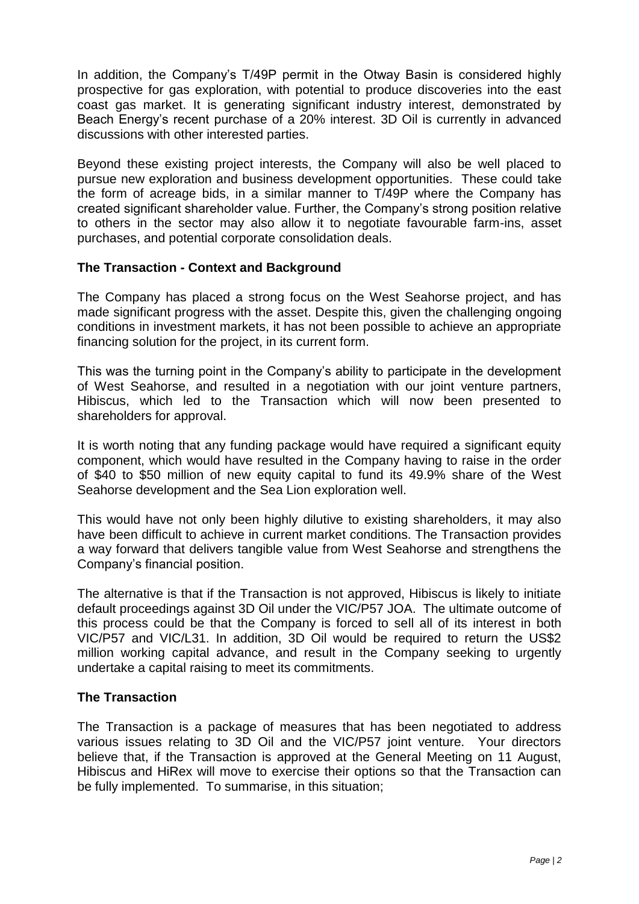In addition, the Company's T/49P permit in the Otway Basin is considered highly prospective for gas exploration, with potential to produce discoveries into the east coast gas market. It is generating significant industry interest, demonstrated by Beach Energy's recent purchase of a 20% interest. 3D Oil is currently in advanced discussions with other interested parties.

Beyond these existing project interests, the Company will also be well placed to pursue new exploration and business development opportunities. These could take the form of acreage bids, in a similar manner to T/49P where the Company has created significant shareholder value. Further, the Company's strong position relative to others in the sector may also allow it to negotiate favourable farm-ins, asset purchases, and potential corporate consolidation deals.

**The Transaction - Context and Background**

The Company has placed a strong focus on the West Seahorse project, and has made significant progress with the asset. Despite this, given the challenging ongoing conditions in investment markets, it has not been possible to achieve an appropriate financing solution for the project, in its current form.

This was the turning point in the Company's ability to participate in the development of West Seahorse, and resulted in a negotiation with our joint venture partners, Hibiscus, which led to the Transaction which will now been presented to shareholders for approval.

It is worth noting that any funding package would have required a significant equity component, which would have resulted in the Company having to raise in the order of $40 to $50 million of new equity capital to fund its 49.9% share of the West Seahorse development and the Sea Lion exploration well.

This would have not only been highly dilutive to existing shareholders, it may also have been difficult to achieve in current market conditions. The Transaction provides a way forward that delivers tangible value from West Seahorse and strengthens the Company's financial position.

The alternative is that if the Transaction is not approved, Hibiscus is likely to initiate default proceedings against 3D Oil under the VIC/P57 JOA. The ultimate outcome of this process could be that the Company is forced to sell all of its interest in both VIC/P57 and VIC/L31. In addition, 3D Oil would be required to return the US$2 million working capital advance, and result in the Company seeking to urgently undertake a capital raising to meet its commitments.

**The Transaction**

The Transaction is a package of measures that has been negotiated to address various issues relating to 3D Oil and the VIC/P57 joint venture. Your directors believe that, if the Transaction is approved at the General Meeting on 11 August, Hibiscus and HiRex will move to exercise their options so that the Transaction can be fully implemented. To summarise, in this situation;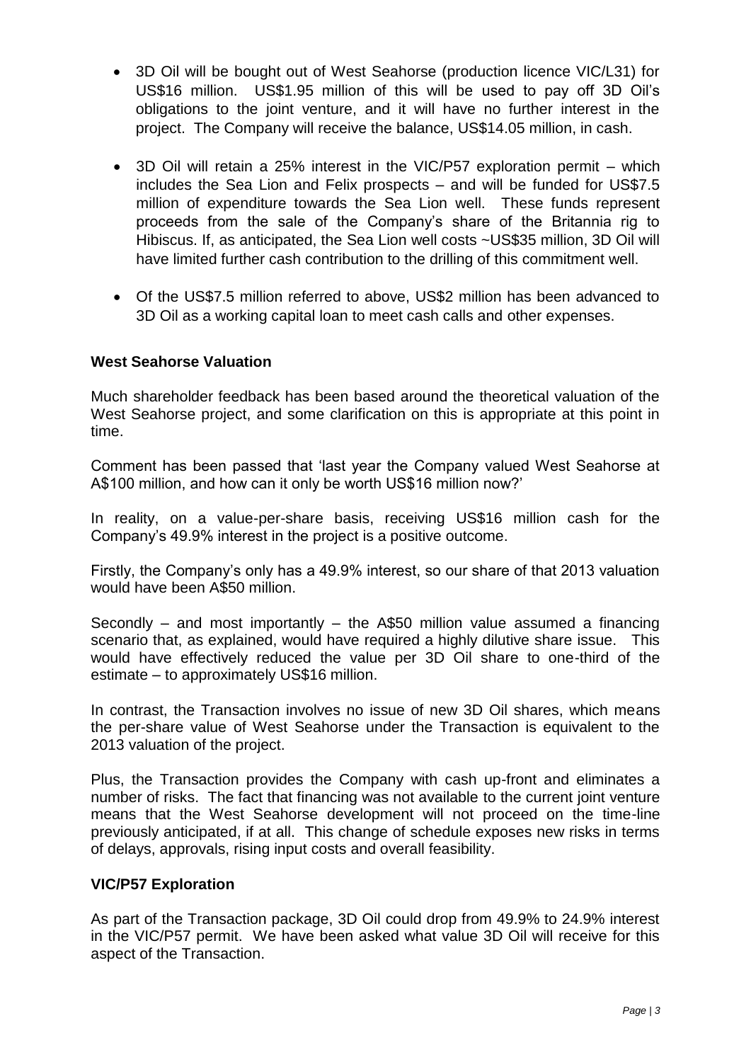- 3D Oil will be bought out of West Seahorse (production licence VIC/L31) for US$16 million. US$1.95 million of this will be used to pay off 3D Oil's obligations to the joint venture, and it will have no further interest in the project. The Company will receive the balance, US$14.05 million, in cash.
- 3D Oil will retain a 25% interest in the VIC/P57 exploration permit – which includes the Sea Lion and Felix prospects – and will be funded for US$7.5 million of expenditure towards the Sea Lion well. These funds represent proceeds from the sale of the Company's share of the Britannia rig to Hibiscus. If, as anticipated, the Sea Lion well costs ~US$35 million, 3D Oil will have limited further cash contribution to the drilling of this commitment well.
- Of the US$7.5 million referred to above, US$2 million has been advanced to 3D Oil as a working capital loan to meet cash calls and other expenses.

**West Seahorse Valuation**

Much shareholder feedback has been based around the theoretical valuation of the West Seahorse project, and some clarification on this is appropriate at this point in time.

Comment has been passed that 'last year the Company valued West Seahorse at A$100 million, and how can it only be worth US$16 million now?'

In reality, on a value-per-share basis, receiving US$16 million cash for the Company's 49.9% interest in the project is a positive outcome.

Firstly, the Company's only has a 49.9% interest, so our share of that 2013 valuation would have been A$50 million.

Secondly – and most importantly – the A$50 million value assumed a financing scenario that, as explained, would have required a highly dilutive share issue. This would have effectively reduced the value per 3D Oil share to one-third of the estimate – to approximately US$16 million.

In contrast, the Transaction involves no issue of new 3D Oil shares, which means the per-share value of West Seahorse under the Transaction is equivalent to the 2013 valuation of the project.

Plus, the Transaction provides the Company with cash up-front and eliminates a number of risks. The fact that financing was not available to the current joint venture means that the West Seahorse development will not proceed on the time-line previously anticipated, if at all. This change of schedule exposes new risks in terms of delays, approvals, rising input costs and overall feasibility.

**VIC/P57 Exploration**

As part of the Transaction package, 3D Oil could drop from 49.9% to 24.9% interest in the VIC/P57 permit. We have been asked what value 3D Oil will receive for this aspect of the Transaction.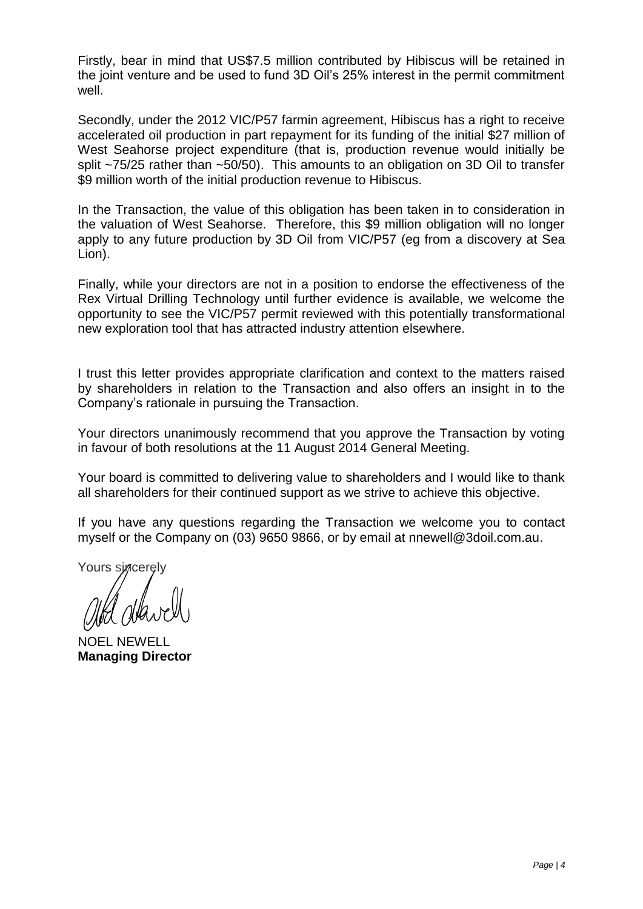Firstly, bear in mind that US$7.5 million contributed by Hibiscus will be retained in the joint venture and be used to fund 3D Oil's 25% interest in the permit commitment well.

Secondly, under the 2012 VIC/P57 farmin agreement, Hibiscus has a right to receive accelerated oil production in part repayment for its funding of the initial $27 million of West Seahorse project expenditure (that is, production revenue would initially be split ~75/25 rather than ~50/50). This amounts to an obligation on 3D Oil to transfer $9 million worth of the initial production revenue to Hibiscus.

In the Transaction, the value of this obligation has been taken in to consideration in the valuation of West Seahorse. Therefore, this $9 million obligation will no longer apply to any future production by 3D Oil from VIC/P57 (eg from a discovery at Sea Lion).

Finally, while your directors are not in a position to endorse the effectiveness of the Rex Virtual Drilling Technology until further evidence is available, we welcome the opportunity to see the VIC/P57 permit reviewed with this potentially transformational new exploration tool that has attracted industry attention elsewhere.

I trust this letter provides appropriate clarification and context to the matters raised by shareholders in relation to the Transaction and also offers an insight in to the Company's rationale in pursuing the Transaction.

Your directors unanimously recommend that you approve the Transaction by voting in favour of both resolutions at the 11 August 2014 General Meeting.

Your board is committed to delivering value to shareholders and I would like to thank all shareholders for their continued support as we strive to achieve this objective.

If you have any questions regarding the Transaction we welcome you to contact myself or the Company on (03) 9650 9866, or by email at nnewell@3doil.com.au.

Yours sincerely

NOEL NEWELL
**Managing Director**